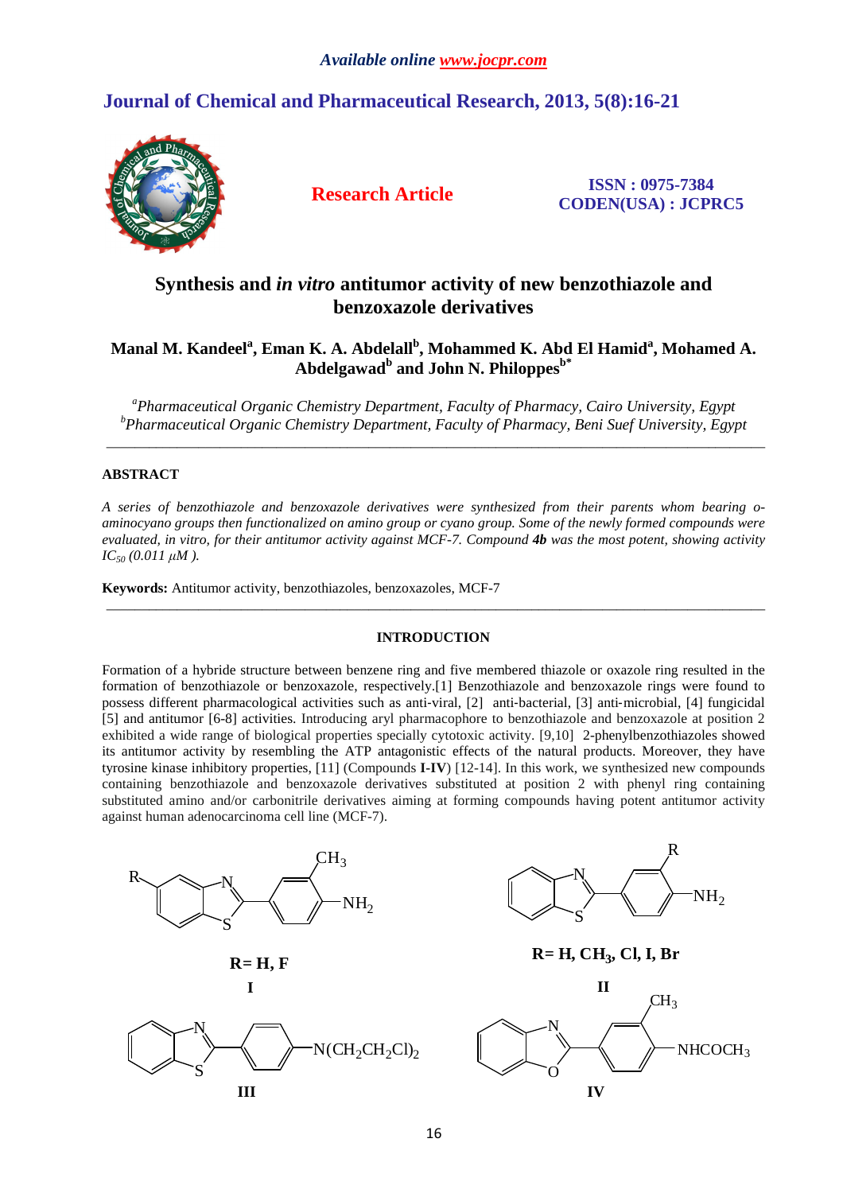Available online www.jocpr.com

# Journal of Chemical and Pharmaceutical Research, 2013, 5(8):16-21

**Research Article**

**ISSN : 0975-7384**
**CODEN(USA) : JCPRC5**

# Synthesis and *in vitro* antitumor activity of new benzothiazole and benzoxazole derivatives

**Manal M. Kandeel[a], Eman K. A. Abdelall[b], Mohammed K. Abd El Hamid[a], Mohamed A. Abdelgawad[b] and John N. Philoppes[b*]**

[a]*Pharmaceutical Organic Chemistry Department, Faculty of Pharmacy, Cairo University, Egypt*
[b]*Pharmaceutical Organic Chemistry Department, Faculty of Pharmacy, Beni Suef University, Egypt*

---

## ABSTRACT

*A series of benzothiazole and benzoxazole derivatives were synthesized from their parents whom bearing o-aminocyano groups then functionalized on amino group or cyano group. Some of the newly formed compounds were evaluated, in vitro, for their antitumor activity against MCF-7. Compound* ***4b*** *was the most potent, showing activity $IC_{50}$ (0.011 μM ).*

**Keywords:** Antitumor activity, benzothiazoles, benzoxazoles, MCF-7

---

## INTRODUCTION

Formation of a hybride structure between benzene ring and five membered thiazole or oxazole ring resulted in the formation of benzothiazole or benzoxazole, respectively.[1] Benzothiazole and benzoxazole rings were found to possess different pharmacological activities such as anti-viral, [2] anti-bacterial, [3] anti-microbial, [4] fungicidal [5] and antitumor [6-8] activities. Introducing aryl pharmacophore to benzothiazole and benzoxazole at position 2 exhibited a wide range of biological properties specially cytotoxic activity. [9,10] 2-phenylbenzothiazoles showed its antitumor activity by resembling the ATP antagonistic effects of the natural products. Moreover, they have tyrosine kinase inhibitory properties, [11] (Compounds **I-IV**) [12-14]. In this work, we synthesized new compounds containing benzothiazole and benzoxazole derivatives substituted at position 2 with phenyl ring containing substituted amino and/or carbonitrile derivatives aiming at forming compounds having potent antitumor activity against human adenocarcinoma cell line (MCF-7).

**R= H, F**
**I**

**R= H, $CH_3$, Cl, I, Br**
**II**

**III**

**IV**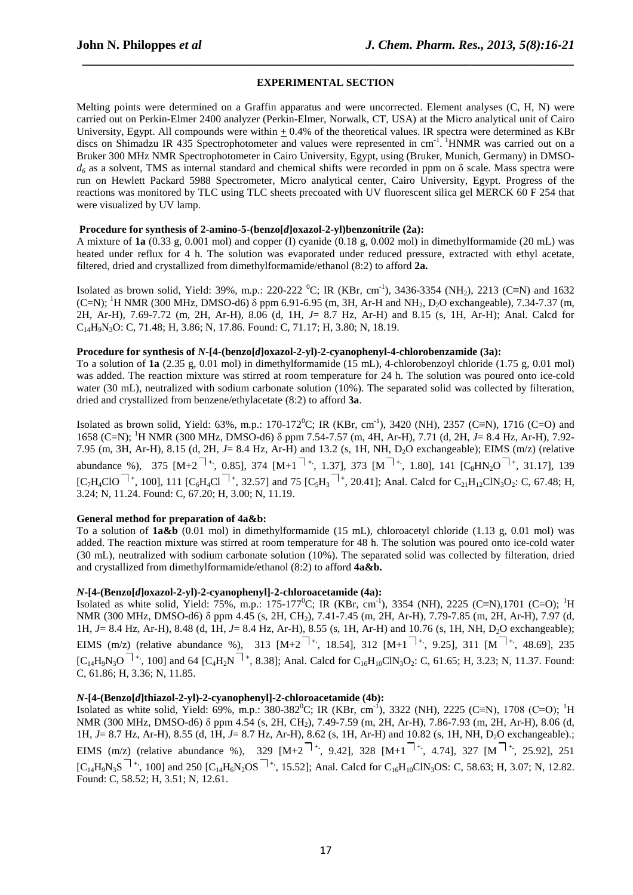## EXPERIMENTAL SECTION

Melting points were determined on a Graffin apparatus and were uncorrected. Element analyses (C, H, N) were carried out on Perkin-Elmer 2400 analyzer (Perkin-Elmer, Norwalk, CT, USA) at the Micro analytical unit of Cairo University, Egypt. All compounds were within ± 0.4% of the theoretical values. IR spectra were determined as KBr discs on Shimadzu IR 435 Spectrophotometer and values were represented in $cm^{-1}$. $^1$HNMR was carried out on a Bruker 300 MHz NMR Spectrophotometer in Cairo University, Egypt, using (Bruker, Munich, Germany) in DMSO-$d_6$ as a solvent, TMS as internal standard and chemical shifts were recorded in ppm on δ scale. Mass spectra were run on Hewlett Packard 5988 Spectrometer, Micro analytical center, Cairo University, Egypt. Progress of the reactions was monitored by TLC using TLC sheets precoated with UV fluorescent silica gel MERCK 60 F 254 that were visualized by UV lamp.

### Procedure for synthesis of 2-amino-5-(benzo[*d*]oxazol-2-yl)benzonitrile (2a):

A mixture of **1a** (0.33 g, 0.001 mol) and copper (I) cyanide (0.18 g, 0.002 mol) in dimethylformamide (20 mL) was heated under reflux for 4 h. The solution was evaporated under reduced pressure, extracted with ethyl acetate, filtered, dried and crystallized from dimethylformamide/ethanol (8:2) to afford **2a.**

Isolated as brown solid, Yield: 39%, m.p.: 220-222 $^0$C; IR (KBr, $cm^{-1}$), 3436-3354 ($NH_2$), 2213 (C≡N) and 1632 (C=N); $^1$H NMR (300 MHz, DMSO-d6) δ ppm 6.91-6.95 (m, 3H, Ar-H and $NH_2$, $D_2O$ exchangeable), 7.34-7.37 (m, 2H, Ar-H), 7.69-7.72 (m, 2H, Ar-H), 8.06 (d, 1H, *J*= 8.7 Hz, Ar-H) and 8.15 (s, 1H, Ar-H); Anal. Calcd for $C_{14}H_9N_3O$: C, 71.48; H, 3.86; N, 17.86. Found: C, 71.17; H, 3.80; N, 18.19.

### Procedure for synthesis of *N*-[4-(benzo[*d*]oxazol-2-yl)-2-cyanophenyl-4-chlorobenzamide (3a):

To a solution of **1a** (2.35 g, 0.01 mol) in dimethylformamide (15 mL), 4-chlorobenzoyl chloride (1.75 g, 0.01 mol) was added. The reaction mixture was stirred at room temperature for 24 h. The solution was poured onto ice-cold water (30 mL), neutralized with sodium carbonate solution (10%). The separated solid was collected by filteration, dried and crystallized from benzene/ethylacetate (8:2) to afford **3a**.

Isolated as brown solid, Yield: 63%, m.p.: 170-172$^0$C; IR (KBr, $cm^{-1}$), 3420 (NH), 2357 (C≡N), 1716 (C=O) and 1658 (C=N); $^1$H NMR (300 MHz, DMSO-d6) δ ppm 7.54-7.57 (m, 4H, Ar-H), 7.71 (d, 2H, *J*= 8.4 Hz, Ar-H), 7.92-7.95 (m, 3H, Ar-H), 8.15 (d, 2H, *J*= 8.4 Hz, Ar-H) and 13.2 (s, 1H, NH, $D_2O$ exchangeable); EIMS (m/z) (relative abundance %), 375 [M+2$^{+\cdot}$, 0.85], 374 [M+1$^{+\cdot}$, 1.37], 373 [M$^{+\cdot}$, 1.80], 141 [$C_8HN_2O^{+}$, 31.17], 139 [$C_7H_4ClO^{+}$, 100], 111 [$C_6H_4Cl^{+}$, 32.57] and 75 [$C_5H_3^{+}$, 20.41]; Anal. Calcd for $C_{21}H_{12}ClN_3O_2$: C, 67.48; H, 3.24; N, 11.24. Found: C, 67.20; H, 3.00; N, 11.19.

### General method for preparation of 4a&b:

To a solution of **1a&b** (0.01 mol) in dimethylformamide (15 mL), chloroacetyl chloride (1.13 g, 0.01 mol) was added. The reaction mixture was stirred at room temperature for 48 h. The solution was poured onto ice-cold water (30 mL), neutralized with sodium carbonate solution (10%). The separated solid was collected by filteration, dried and crystallized from dimethylformamide/ethanol (8:2) to afford **4a&b.**

### *N*-[4-(Benzo[*d*]oxazol-2-yl)-2-cyanophenyl]-2-chloroacetamide (4a):

Isolated as white solid, Yield: 75%, m.p.: 175-177$^0$C; IR (KBr, $cm^{-1}$), 3354 (NH), 2225 (C≡N),1701 (C=O); $^1$H NMR (300 MHz, DMSO-d6) δ ppm 4.45 (s, 2H, $CH_2$), 7.41-7.45 (m, 2H, Ar-H), 7.79-7.85 (m, 2H, Ar-H), 7.97 (d, 1H, *J*= 8.4 Hz, Ar-H), 8.48 (d, 1H, *J*= 8.4 Hz, Ar-H), 8.55 (s, 1H, Ar-H) and 10.76 (s, 1H, NH, $D_2O$ exchangeable); EIMS (m/z) (relative abundance %), 313 [M+2$^{+\cdot}$, 18.54], 312 [M+1$^{+\cdot}$, 9.25], 311 [M$^{+\cdot}$, 48.69], 235 [$C_{14}H_9N_3O^{+\cdot}$, 100] and 64 [$C_4H_2N^{+}$, 8.38]; Anal. Calcd for $C_{16}H_{10}ClN_3O_2$: C, 61.65; H, 3.23; N, 11.37. Found: C, 61.86; H, 3.36; N, 11.85.

### *N*-[4-(Benzo[*d*]thiazol-2-yl)-2-cyanophenyl]-2-chloroacetamide (4b):

Isolated as white solid, Yield: 69%, m.p.: 380-382$^0$C; IR (KBr, $cm^{-1}$), 3322 (NH), 2225 (C≡N), 1708 (C=O); $^1$H NMR (300 MHz, DMSO-d6) δ ppm 4.54 (s, 2H, $CH_2$), 7.49-7.59 (m, 2H, Ar-H), 7.86-7.93 (m, 2H, Ar-H), 8.06 (d, 1H, *J*= 8.7 Hz, Ar-H), 8.55 (d, 1H, *J*= 8.7 Hz, Ar-H), 8.62 (s, 1H, Ar-H) and 10.82 (s, 1H, NH, $D_2O$ exchangeable).; EIMS (m/z) (relative abundance %), 329 [M+2$^{+\cdot}$, 9.42], 328 [M+1$^{+\cdot}$, 4.74], 327 [M$^{+\cdot}$, 25.92], 251 [$C_{14}H_9N_3S^{+\cdot}$, 100] and 250 [$C_{14}H_6N_2OS^{+\cdot}$, 15.52]; Anal. Calcd for $C_{16}H_{10}ClN_3OS$: C, 58.63; H, 3.07; N, 12.82. Found: C, 58.52; H, 3.51; N, 12.61.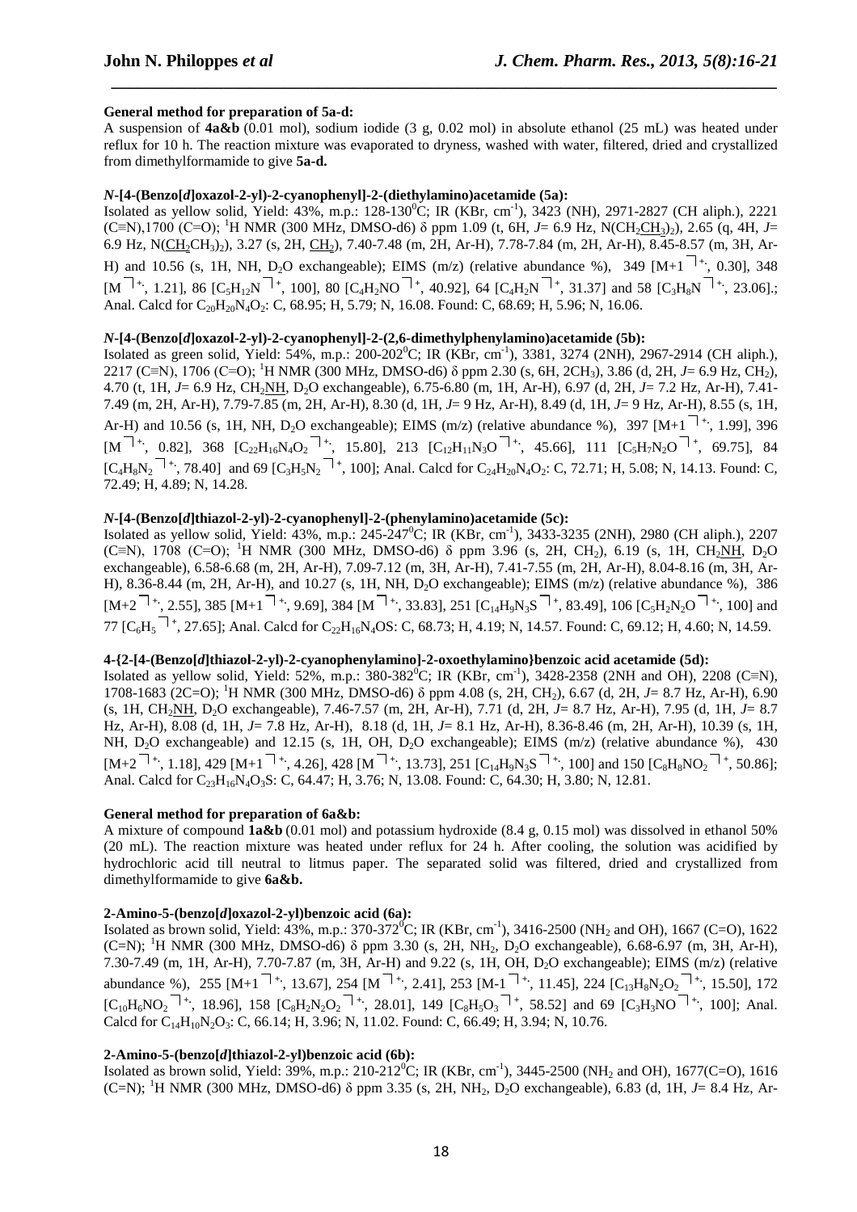**General method for preparation of 5a-d:**

A suspension of **4a&b** (0.01 mol), sodium iodide (3 g, 0.02 mol) in absolute ethanol (25 mL) was heated under reflux for 10 h. The reaction mixture was evaporated to dryness, washed with water, filtered, dried and crystallized from dimethylformamide to give **5a-d.**

**_N_-[4-(Benzo[_d_]oxazol-2-yl)-2-cyanophenyl]-2-(diethylamino)acetamide (5a):**

Isolated as yellow solid, Yield: 43%, m.p.: 128-130$^0$C; IR (KBr, cm$^{-1}$), 3423 (NH), 2971-2827 (CH aliph.), 2221 (C≡N),1700 (C=O); $^1$H NMR (300 MHz, DMSO-d6) δ ppm 1.09 (t, 6H, *J*= 6.9 Hz, N(CH$_2$<u>CH$_3$</u>)$_2$), 2.65 (q, 4H, *J*= 6.9 Hz, N(<u>CH$_2$</u>CH$_3$)$_2$), 3.27 (s, 2H, <u>CH$_2$</u>), 7.40-7.48 (m, 2H, Ar-H), 7.78-7.84 (m, 2H, Ar-H), 8.45-8.57 (m, 3H, Ar-H) and 10.56 (s, 1H, NH, D$_2$O exchangeable); EIMS (m/z) (relative abundance %), 349 [M+1$^{+\cdot}$, 0.30], 348 [M$^{+\cdot}$, 1.21], 86 [$C_5H_{12}N^{+}$, 100], 80 [$C_4H_2NO^{+}$, 40.92], 64 [$C_4H_2N^{+}$, 31.37] and 58 [$C_3H_8N^{+\cdot}$, 23.06].; Anal. Calcd for $C_{20}H_{20}N_4O_2$: C, 68.95; H, 5.79; N, 16.08. Found: C, 68.69; H, 5.96; N, 16.06.

**_N_-[4-(Benzo[_d_]oxazol-2-yl)-2-cyanophenyl]-2-(2,6-dimethylphenylamino)acetamide (5b):**

Isolated as green solid, Yield: 54%, m.p.: 200-202$^0$C; IR (KBr, cm$^{-1}$), 3381, 3274 (2NH), 2967-2914 (CH aliph.), 2217 (C≡N), 1706 (C=O); $^1$H NMR (300 MHz, DMSO-d6) δ ppm 2.30 (s, 6H, 2CH$_3$), 3.86 (d, 2H, *J*= 6.9 Hz, CH$_2$), 4.70 (t, 1H, *J*= 6.9 Hz, CH$_2$<u>NH</u>, D$_2$O exchangeable), 6.75-6.80 (m, 1H, Ar-H), 6.97 (d, 2H, *J*= 7.2 Hz, Ar-H), 7.41-7.49 (m, 2H, Ar-H), 7.79-7.85 (m, 2H, Ar-H), 8.30 (d, 1H, *J*= 9 Hz, Ar-H), 8.49 (d, 1H, *J*= 9 Hz, Ar-H), 8.55 (s, 1H, Ar-H) and 10.56 (s, 1H, NH, D$_2$O exchangeable); EIMS (m/z) (relative abundance %), 397 [M+1$^{+\cdot}$, 1.99], 396 [M$^{+\cdot}$, 0.82], 368 [$C_{22}H_{16}N_4O_2^{+\cdot}$, 15.80], 213 [$C_{12}H_{11}N_3O^{+\cdot}$, 45.66], 111 [$C_5H_7N_2O^{+}$, 69.75], 84 [$C_4H_8N_2^{+\cdot}$, 78.40] and 69 [$C_3H_5N_2^{+}$, 100]; Anal. Calcd for $C_{24}H_{20}N_4O_2$: C, 72.71; H, 5.08; N, 14.13. Found: C, 72.49; H, 4.89; N, 14.28.

**_N_-[4-(Benzo[_d_]thiazol-2-yl)-2-cyanophenyl]-2-(phenylamino)acetamide (5c):**

Isolated as yellow solid, Yield: 43%, m.p.: 245-247$^0$C; IR (KBr, cm$^{-1}$), 3433-3235 (2NH), 2980 (CH aliph.), 2207 (C≡N), 1708 (C=O); $^1$H NMR (300 MHz, DMSO-d6) δ ppm 3.96 (s, 2H, CH$_2$), 6.19 (s, 1H, CH$_2$<u>NH</u>, D$_2$O exchangeable), 6.58-6.68 (m, 2H, Ar-H), 7.09-7.12 (m, 3H, Ar-H), 7.41-7.55 (m, 2H, Ar-H), 8.04-8.16 (m, 3H, Ar-H), 8.36-8.44 (m, 2H, Ar-H), and 10.27 (s, 1H, NH, D$_2$O exchangeable); EIMS (m/z) (relative abundance %), 386 [M+2$^{+\cdot}$, 2.55], 385 [M+1$^{+\cdot}$, 9.69], 384 [M$^{+\cdot}$, 33.83], 251 [$C_{14}H_9N_3S^{+}$, 83.49], 106 [$C_5H_2N_2O^{+}$, 100] and 77 [$C_6H_5^{+}$, 27.65]; Anal. Calcd for $C_{22}H_{16}N_4OS$: C, 68.73; H, 4.19; N, 14.57. Found: C, 69.12; H, 4.60; N, 14.59.

**4-{2-[4-(Benzo[_d_]thiazol-2-yl)-2-cyanophenylamino]-2-oxoethylamino}benzoic acid acetamide (5d):**

Isolated as yellow solid, Yield: 52%, m.p.: 380-382$^0$C; IR (KBr, cm$^{-1}$), 3428-2358 (2NH and OH), 2208 (C≡N), 1708-1683 (2C=O); $^1$H NMR (300 MHz, DMSO-d6) δ ppm 4.08 (s, 2H, CH$_2$), 6.67 (d, 2H, *J*= 8.7 Hz, Ar-H), 6.90 (s, 1H, CH$_2$<u>NH</u>, D$_2$O exchangeable), 7.46-7.57 (m, 2H, Ar-H), 7.71 (d, 2H, *J*= 8.7 Hz, Ar-H), 7.95 (d, 1H, *J*= 8.7 Hz, Ar-H), 8.08 (d, 1H, *J*= 7.8 Hz, Ar-H), 8.18 (d, 1H, *J*= 8.1 Hz, Ar-H), 8.36-8.46 (m, 2H, Ar-H), 10.39 (s, 1H, NH, D$_2$O exchangeable) and 12.15 (s, 1H, OH, D$_2$O exchangeable); EIMS (m/z) (relative abundance %), 430 [M+2$^{+\cdot}$, 1.18], 429 [M+1$^{+\cdot}$, 4.26], 428 [M$^{+\cdot}$, 13.73], 251 [$C_{14}H_9N_3S^{+\cdot}$, 100] and 150 [$C_8H_8NO_2^{+}$, 50.86]; Anal. Calcd for $C_{23}H_{16}N_4O_3S$: C, 64.47; H, 3.76; N, 13.08. Found: C, 64.30; H, 3.80; N, 12.81.

**General method for preparation of 6a&b:**

A mixture of compound **1a&b** (0.01 mol) and potassium hydroxide (8.4 g, 0.15 mol) was dissolved in ethanol 50% (20 mL). The reaction mixture was heated under reflux for 24 h. After cooling, the solution was acidified by hydrochloric acid till neutral to litmus paper. The separated solid was filtered, dried and crystallized from dimethylformamide to give **6a&b.**

**2-Amino-5-(benzo[_d_]oxazol-2-yl)benzoic acid (6a):**

Isolated as brown solid, Yield: 43%, m.p.: 370-372$^0$C; IR (KBr, cm$^{-1}$), 3416-2500 (NH$_2$ and OH), 1667 (C=O), 1622 (C=N); $^1$H NMR (300 MHz, DMSO-d6) δ ppm 3.30 (s, 2H, NH$_2$, D$_2$O exchangeable), 6.68-6.97 (m, 3H, Ar-H), 7.30-7.49 (m, 1H, Ar-H), 7.70-7.87 (m, 3H, Ar-H) and 9.22 (s, 1H, OH, D$_2$O exchangeable); EIMS (m/z) (relative abundance %), 255 [M+1$^{+\cdot}$, 13.67], 254 [M$^{+\cdot}$, 2.41], 253 [M-1$^{+\cdot}$, 11.45], 224 [$C_{13}H_8N_2O_2^{+\cdot}$, 15.50], 172 [$C_{10}H_6NO_2^{+\cdot}$, 18.96], 158 [$C_8H_2N_2O_2^{+\cdot}$, 28.01], 149 [$C_8H_5O_3^{+}$, 58.52] and 69 [$C_3H_3NO^{+\cdot}$, 100]; Anal. Calcd for $C_{14}H_{10}N_2O_3$: C, 66.14; H, 3.96; N, 11.02. Found: C, 66.49; H, 3.94; N, 10.76.

**2-Amino-5-(benzo[_d_]thiazol-2-yl)benzoic acid (6b):**

Isolated as brown solid, Yield: 39%, m.p.: 210-212$^0$C; IR (KBr, cm$^{-1}$), 3445-2500 (NH$_2$ and OH), 1677(C=O), 1616 (C=N); $^1$H NMR (300 MHz, DMSO-d6) δ ppm 3.35 (s, 2H, NH$_2$, D$_2$O exchangeable), 6.83 (d, 1H, *J*= 8.4 Hz, Ar-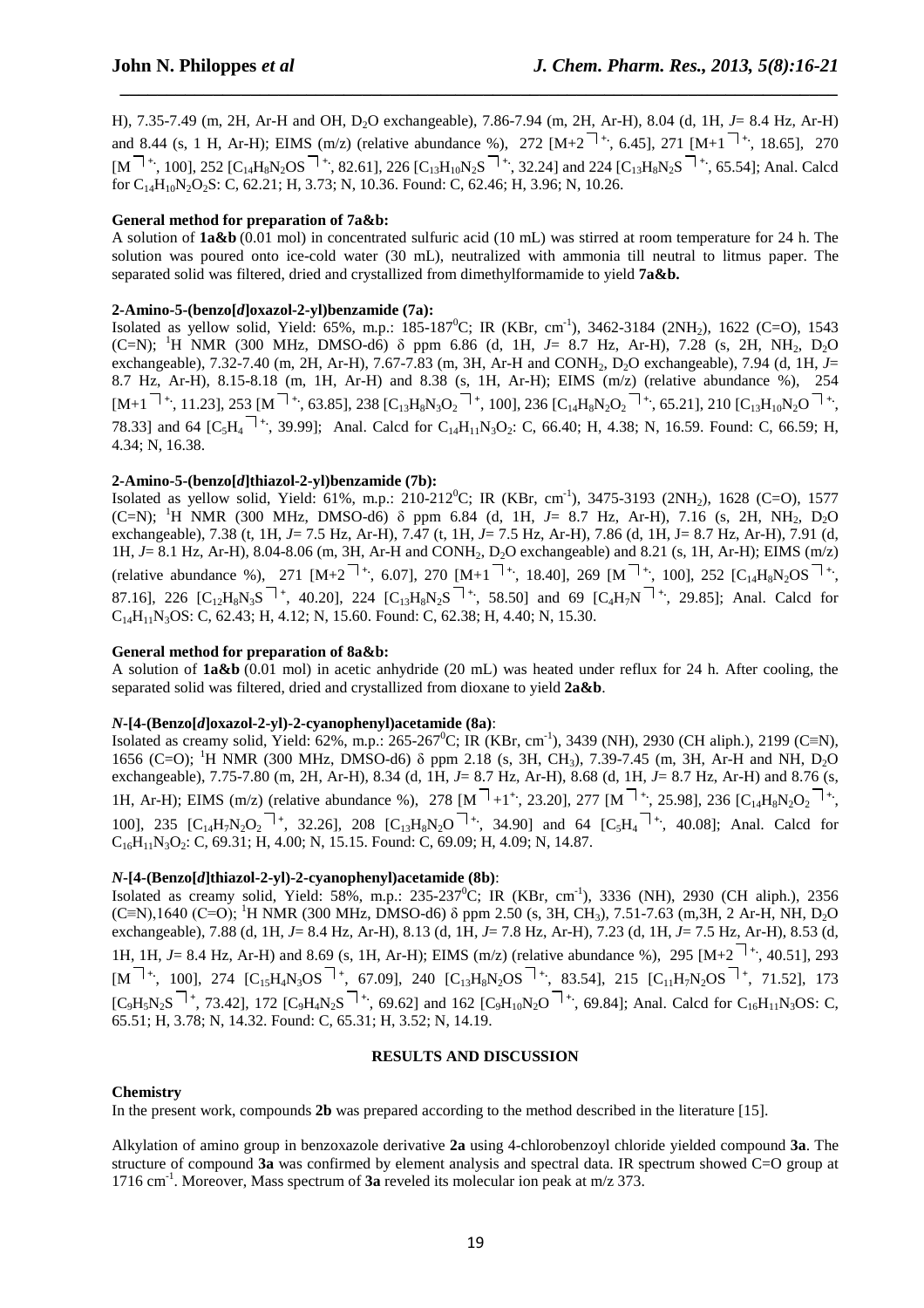H), 7.35-7.49 (m, 2H, Ar-H and OH, $D_2O$ exchangeable), 7.86-7.94 (m, 2H, Ar-H), 8.04 (d, 1H, *J*= 8.4 Hz, Ar-H) and 8.44 (s, 1 H, Ar-H); EIMS (m/z) (relative abundance %), 272 $[M+2]^{+\cdot}$, 6.45], 271 $[M+1]^{+\cdot}$, 18.65], 270 $[M]^{+\cdot}$, 100], 252 $[C_{14}H_8N_2OS]^{+\cdot}$, 82.61], 226 $[C_{13}H_{10}N_2S]^{+\cdot}$, 32.24] and 224 $[C_{13}H_8N_2S]^{+\cdot}$, 65.54]; Anal. Calcd for $C_{14}H_{10}N_2O_2S$: C, 62.21; H, 3.73; N, 10.36. Found: C, 62.46; H, 3.96; N, 10.26.

**General method for preparation of 7a&b:**

A solution of **1a&b** (0.01 mol) in concentrated sulfuric acid (10 mL) was stirred at room temperature for 24 h. The solution was poured onto ice-cold water (30 mL), neutralized with ammonia till neutral to litmus paper. The separated solid was filtered, dried and crystallized from dimethylformamide to yield **7a&b.**

**2-Amino-5-(benzo[*d*]oxazol-2-yl)benzamide (7a):**

Isolated as yellow solid, Yield: 65%, m.p.: 185-187$^0$C; IR (KBr, cm$^{-1}$), 3462-3184 (2$NH_2$), 1622 (C=O), 1543 (C=N); $^1$H NMR (300 MHz, DMSO-d6) δ ppm 6.86 (d, 1H, *J*= 8.7 Hz, Ar-H), 7.28 (s, 2H, $NH_2$, $D_2O$ exchangeable), 7.32-7.40 (m, 2H, Ar-H), 7.67-7.83 (m, 3H, Ar-H and $CONH_2$, $D_2O$ exchangeable), 7.94 (d, 1H, *J*= 8.7 Hz, Ar-H), 8.15-8.18 (m, 1H, Ar-H) and 8.38 (s, 1H, Ar-H); EIMS (m/z) (relative abundance %), 254 $[M+1]^{+\cdot}$, 11.23], 253 $[M]^{+\cdot}$, 63.85], 238 $[C_{13}H_8N_3O_2]^{+}$, 100], 236 $[C_{14}H_8N_2O_2]^{+\cdot}$, 65.21], 210 $[C_{13}H_{10}N_2O]^{+\cdot}$, 78.33] and 64 $[C_5H_4]^{+\cdot}$, 39.99]; Anal. Calcd for $C_{14}H_{11}N_3O_2$: C, 66.40; H, 4.38; N, 16.59. Found: C, 66.59; H, 4.34; N, 16.38.

**2-Amino-5-(benzo[*d*]thiazol-2-yl)benzamide (7b):**

Isolated as yellow solid, Yield: 61%, m.p.: 210-212$^0$C; IR (KBr, cm$^{-1}$), 3475-3193 (2$NH_2$), 1628 (C=O), 1577 (C=N); $^1$H NMR (300 MHz, DMSO-d6) δ ppm 6.84 (d, 1H, *J*= 8.7 Hz, Ar-H), 7.16 (s, 2H, $NH_2$, $D_2O$ exchangeable), 7.38 (t, 1H, *J*= 7.5 Hz, Ar-H), 7.47 (t, 1H, *J*= 7.5 Hz, Ar-H), 7.86 (d, 1H, J= 8.7 Hz, Ar-H), 7.91 (d, 1H, *J*= 8.1 Hz, Ar-H), 8.04-8.06 (m, 3H, Ar-H and $CONH_2$, $D_2O$ exchangeable) and 8.21 (s, 1H, Ar-H); EIMS (m/z) (relative abundance %), 271 $[M+2]^{+\cdot}$, 6.07], 270 $[M+1]^{+\cdot}$, 18.40], 269 $[M]^{+\cdot}$, 100], 252 $[C_{14}H_8N_2OS]^{+\cdot}$, 87.16], 226 $[C_{12}H_8N_3S]^{+}$, 40.20], 224 $[C_{13}H_8N_2S]^{+\cdot}$, 58.50] and 69 $[C_4H_7N]^{+\cdot}$, 29.85]; Anal. Calcd for $C_{14}H_{11}N_3OS$: C, 62.43; H, 4.12; N, 15.60. Found: C, 62.38; H, 4.40; N, 15.30.

**General method for preparation of 8a&b:**

A solution of **1a&b** (0.01 mol) in acetic anhydride (20 mL) was heated under reflux for 24 h. After cooling, the separated solid was filtered, dried and crystallized from dioxane to yield **2a&b**.

***N*-[4-(Benzo[*d*]oxazol-2-yl)-2-cyanophenyl)acetamide (8a)**:

Isolated as creamy solid, Yield: 62%, m.p.: 265-267$^0$C; IR (KBr, cm$^{-1}$), 3439 (NH), 2930 (CH aliph.), 2199 (C≡N), 1656 (C=O); $^1$H NMR (300 MHz, DMSO-d6) δ ppm 2.18 (s, 3H, $CH_3$), 7.39-7.45 (m, 3H, Ar-H and NH, $D_2O$ exchangeable), 7.75-7.80 (m, 2H, Ar-H), 8.34 (d, 1H, *J*= 8.7 Hz, Ar-H), 8.68 (d, 1H, *J*= 8.7 Hz, Ar-H) and 8.76 (s, 1H, Ar-H); EIMS (m/z) (relative abundance %), 278 $[M]^{+1+\cdot}$, 23.20], 277 $[M]^{+\cdot}$, 25.98], 236 $[C_{14}H_8N_2O_2]^{+\cdot}$, 100], 235 $[C_{14}H_7N_2O_2]^{+}$, 32.26], 208 $[C_{13}H_8N_2O]^{+\cdot}$, 34.90] and 64 $[C_5H_4]^{+\cdot}$, 40.08]; Anal. Calcd for $C_{16}H_{11}N_3O_2$: C, 69.31; H, 4.00; N, 15.15. Found: C, 69.09; H, 4.09; N, 14.87.

***N*-[4-(Benzo[*d*]thiazol-2-yl)-2-cyanophenyl)acetamide (8b)**:

Isolated as creamy solid, Yield: 58%, m.p.: 235-237$^0$C; IR (KBr, cm$^{-1}$), 3336 (NH), 2930 (CH aliph.), 2356 (C≡N),1640 (C=O); $^1$H NMR (300 MHz, DMSO-d6) δ ppm 2.50 (s, 3H, $CH_3$), 7.51-7.63 (m,3H, 2 Ar-H, NH, $D_2O$ exchangeable), 7.88 (d, 1H, *J*= 8.4 Hz, Ar-H), 8.13 (d, 1H, *J*= 7.8 Hz, Ar-H), 7.23 (d, 1H, *J*= 7.5 Hz, Ar-H), 8.53 (d, 1H, 1H, *J*= 8.4 Hz, Ar-H) and 8.69 (s, 1H, Ar-H); EIMS (m/z) (relative abundance %), 295 $[M+2]^{+\cdot}$, 40.51], 293 $[M]^{+\cdot}$, 100], 274 $[C_{15}H_4N_3OS]^{+}$, 67.09], 240 $[C_{13}H_8N_2OS]^{+\cdot}$, 83.54], 215 $[C_{11}H_7N_2OS]^{+}$, 71.52], 173 $[C_9H_5N_2S]^{+}$, 73.42], 172 $[C_9H_4N_2S]^{+\cdot}$, 69.62] and 162 $[C_9H_{10}N_2O]^{+\cdot}$, 69.84]; Anal. Calcd for $C_{16}H_{11}N_3OS$: C, 65.51; H, 3.78; N, 14.32. Found: C, 65.31; H, 3.52; N, 14.19.

## RESULTS AND DISCUSSION

**Chemistry**

In the present work, compounds **2b** was prepared according to the method described in the literature [15].

Alkylation of amino group in benzoxazole derivative **2a** using 4-chlorobenzoyl chloride yielded compound **3a**. The structure of compound **3a** was confirmed by element analysis and spectral data. IR spectrum showed C=O group at 1716 cm$^{-1}$. Moreover, Mass spectrum of **3a** reveled its molecular ion peak at m/z 373.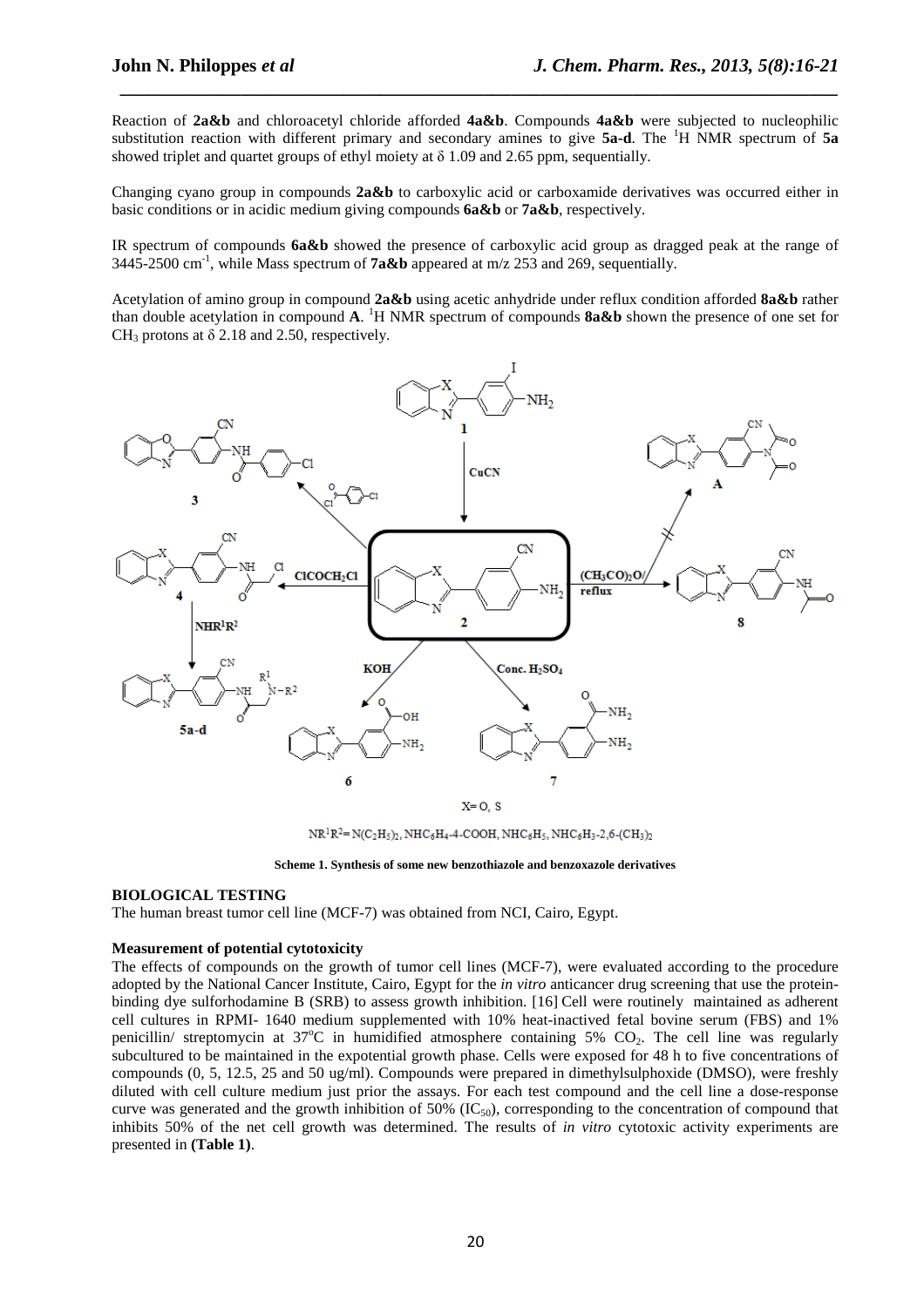Reaction of **2a&b** and chloroacetyl chloride afforded **4a&b**. Compounds **4a&b** were subjected to nucleophilic substitution reaction with different primary and secondary amines to give **5a-d**. The $^{1}$H NMR spectrum of **5a** showed triplet and quartet groups of ethyl moiety at δ 1.09 and 2.65 ppm, sequentially.

Changing cyano group in compounds **2a&b** to carboxylic acid or carboxamide derivatives was occurred either in basic conditions or in acidic medium giving compounds **6a&b** or **7a&b**, respectively.

IR spectrum of compounds **6a&b** showed the presence of carboxylic acid group as dragged peak at the range of 3445-2500 cm$^{-1}$, while Mass spectrum of **7a&b** appeared at m/z 253 and 269, sequentially.

Acetylation of amino group in compound **2a&b** using acetic anhydride under reflux condition afforded **8a&b** rather than double acetylation in compound **A**. $^{1}$H NMR spectrum of compounds **8a&b** shown the presence of one set for $CH_3$ protons at δ 2.18 and 2.50, respectively.

X= O, S

$NR^1R^2$= $N(C_2H_5)_2$, $NHC_6H_4$-4-COOH, $NHC_6H_5$, $NHC_6H_3$-2,6-$(CH_3)_2$

**Scheme 1. Synthesis of some new benzothiazole and benzoxazole derivatives**

## BIOLOGICAL TESTING

The human breast tumor cell line (MCF-7) was obtained from NCI, Cairo, Egypt.

### Measurement of potential cytotoxicity

The effects of compounds on the growth of tumor cell lines (MCF-7), were evaluated according to the procedure adopted by the National Cancer Institute, Cairo, Egypt for the *in vitro* anticancer drug screening that use the protein-binding dye sulforhodamine B (SRB) to assess growth inhibition. [16] Cell were routinely maintained as adherent cell cultures in RPMI- 1640 medium supplemented with 10% heat-inactived fetal bovine serum (FBS) and 1% penicillin/ streptomycin at 37°C in humidified atmosphere containing 5% $CO_2$. The cell line was regularly subcultured to be maintained in the expotential growth phase. Cells were exposed for 48 h to five concentrations of compounds (0, 5, 12.5, 25 and 50 ug/ml). Compounds were prepared in dimethylsulphoxide (DMSO), were freshly diluted with cell culture medium just prior the assays. For each test compound and the cell line a dose-response curve was generated and the growth inhibition of 50% ($IC_{50}$), corresponding to the concentration of compound that inhibits 50% of the net cell growth was determined. The results of *in vitro* cytotoxic activity experiments are presented in **(Table 1)**.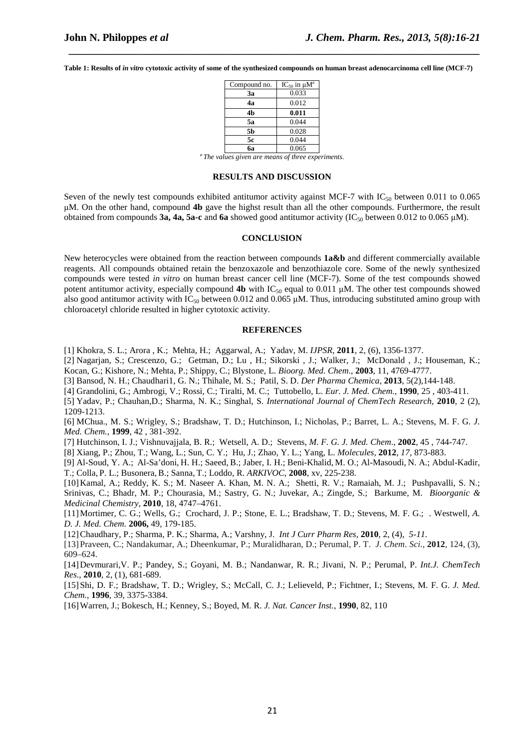**Table 1: Results of *in vitro* cytotoxic activity of some of the synthesized compounds on human breast adenocarcinoma cell line (MCF-7)**

| Compound no. | $IC_{50}$ in μM[a] |
|---|---|
| **3a** | 0.033 |
| **4a** | 0.012 |
| **4b** | **0.011** |
| **5a** | 0.044 |
| **5b** | 0.028 |
| **5c** | 0.044 |
| **6a** | 0.065 |

*[a] The values given are means of three experiments.*

## RESULTS AND DISCUSSION

Seven of the newly test compounds exhibited antitumor activity against MCF-7 with $IC_{50}$ between 0.011 to 0.065 μM. On the other hand, compound **4b** gave the highst result than all the other compounds. Furthermore, the result obtained from compounds **3a, 4a, 5a-c** and **6a** showed good antitumor activity ($IC_{50}$ between 0.012 to 0.065 μM).

## CONCLUSION

New heterocycles were obtained from the reaction between compounds **1a&b** and different commercially available reagents. All compounds obtained retain the benzoxazole and benzothiazole core. Some of the newly synthesized compounds were tested *in vitro* on human breast cancer cell line (MCF-7). Some of the test compounds showed potent antitumor activity, especially compound **4b** with $IC_{50}$ equal to 0.011 μM. The other test compounds showed also good antitumor activity with $IC_{50}$ between 0.012 and 0.065 μM. Thus, introducing substituted amino group with chloroacetyl chloride resulted in higher cytotoxic activity.

## REFERENCES

[1] Khokra, S. L.; Arora , K.; Mehta, H.; Aggarwal, A.; Yadav, M. *IJPSR*, **2011**, 2, (6), 1356-1377.

[2] Nagarjan, S.; Crescenzo, G.; Getman, D.; Lu , H.; Sikorski , J.; Walker, J.; McDonald , J.; Houseman, K.; Kocan, G.; Kishore, N.; Mehta, P.; Shippy, C.; Blystone, L. *Bioorg. Med. Chem*., **2003**, 11, 4769-4777.

[3] Bansod, N. H.; Chaudhari1, G. N.; Thihale, M. S.; Patil, S. D. *Der Pharma Chemica*, **2013**, 5(2),144-148.

[4] Grandolini, G.; Ambrogi, V.; Rossi, C.; Tiralti, M. C.; Tuttobello, L. *Eur. J. Med. Chem.,* **1990**, 25 , 403-411.

[5] Yadav, P.; Chauhan,D.; Sharma, N. K.; Singhal, S. *International Journal of ChemTech Research*, **2010**, 2 (2), 1209-1213.

[6] MChua., M. S.; Wrigley, S.; Bradshaw, T. D.; Hutchinson, I.; Nicholas, P.; Barret, L. A.; Stevens, M. F. G. *J. Med. Chem.,* **1999**, 42 , 381-392.

[7] Hutchinson, I. J.; Vishnuvajjala, B. R.; Wetsell, A. D.; Stevens, *M. F. G. J. Med. Chem*., **2002**, 45 , 744-747.

[8] Xiang, P.; Zhou, T.; Wang, L.; Sun, C. Y.; Hu, J.; Zhao, Y. L.; Yang, L. *Molecules,* **2012**, *17*, 873-883.

[9] Al-Soud, Y. A.; Al-Sa'doni, H. H.; Saeed, B.; Jaber, I. H.; Beni-Khalid, M. O.; Al-Masoudi, N. A.; Abdul-Kadir, T.; Colla, P. L.; Busonera, B.; Sanna, T.; Loddo, R. *ARKIVOC*, **2008**, xv, 225-238.

[10] Kamal, A.; Reddy, K. S.; M. Naseer A. Khan, M. N. A.; Shetti, R. V.; Ramaiah, M. J.; Pushpavalli, S. N.; Srinivas, C.; Bhadr, M. P.; Chourasia, M.; Sastry, G. N.; Juvekar, A.; Zingde, S.; Barkume, M. *Bioorganic & Medicinal Chemistry,* **2010**, 18, 4747–4761.

[11] Mortimer, C. G.; Wells, G.; Crochard, J. P.; Stone, E. L.; Bradshaw, T. D.; Stevens, M. F. G.; . Westwell, *A. D. J. Med. Chem.* **2006,** 49, 179-185.

[12] Chaudhary, P.; Sharma, P. K.; Sharma, A.; Varshny, J. *Int J Curr Pharm Res*, **2010**, 2, (4), *5-11.*

[13] Praveen, C.; Nandakumar, A.; Dheenkumar, P.; Muralidharan, D.; Perumal, P. T. *J. Chem. Sci.,* **2012**, 124, (3), 609–624.

[14] Devmurari,V. P.; Pandey, S.; Goyani, M. B.; Nandanwar, R. R.; Jivani, N. P.; Perumal, P. *Int.J. ChemTech Res*., **2010**, 2, (1), 681-689.

[15] Shi, D. F.; Bradshaw, T. D.; Wrigley, S.; McCall, C. J.; Lelieveld, P.; Fichtner, I.; Stevens, M. F. G. *J. Med. Chem.*, **1996**, 39, 3375-3384.

[16] Warren, J.; Bokesch, H.; Kenney, S.; Boyed, M. R. *J. Nat. Cancer Inst.*, **1990**, 82, 110